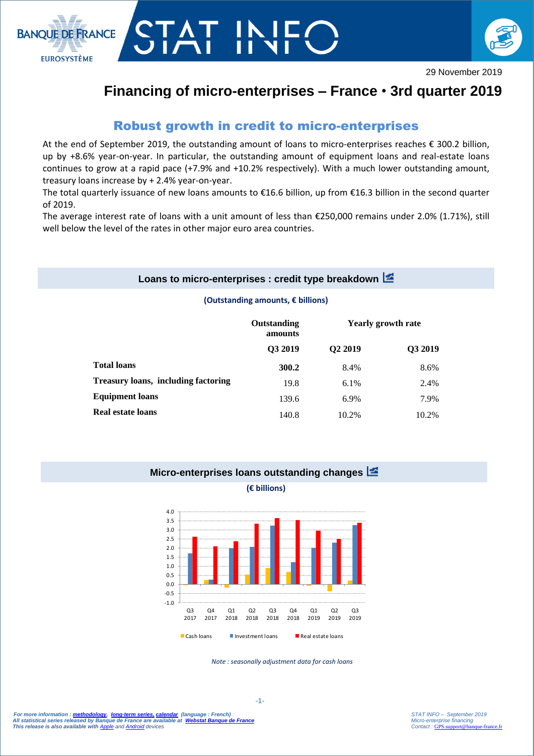29 November 2019

# Financing of micro-enterprises – France • 3rd quarter 2019

## Robust growth in credit to micro-enterprises

At the end of September 2019, the outstanding amount of loans to micro-enterprises reaches € 300.2 billion, up by +8.6% year-on-year. In particular, the outstanding amount of equipment loans and real-estate loans continues to grow at a rapid pace (+7.9% and +10.2% respectively). With a much lower outstanding amount, treasury loans increase by + 2.4% year-on-year.

The total quarterly issuance of new loans amounts to €16.6 billion, up from €16.3 billion in the second quarter of 2019.

The average interest rate of loans with a unit amount of less than €250,000 remains under 2.0% (1.71%), still well below the level of the rates in other major euro area countries.

### Loans to micro-enterprises : credit type breakdown

**(Outstanding amounts, € billions)**

| | Outstanding amounts | Yearly growth rate | |
|---|---|---|---|
| | Q3 2019 | Q2 2019 | Q3 2019 |
| **Total loans** | **300.2** | 8.4% | 8.6% |
| **Treasury loans, including factoring** | 19.8 | 6.1% | 2.4% |
| **Equipment loans** | 139.6 | 6.9% | 7.9% |
| **Real estate loans** | 140.8 | 10.2% | 10.2% |

### Micro-enterprises loans outstanding changes

**(€ billions)**

*Note : seasonally adjustment data for cash loans*

For more information : methodology, long-term series, calendar (language : French)
All statistical series released by Banque de France are available at Webstat Banque de France
This release is also available with Apple and Android devices

STAT INFO – September 2019
Micro-enterprise financing
Contact : GPS.support@banque-france.fr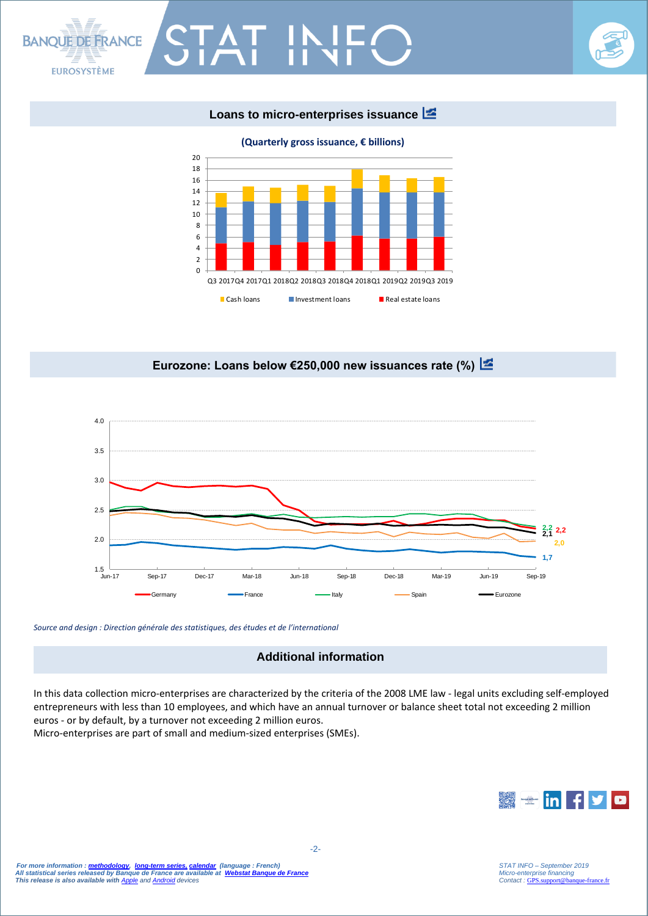## Loans to micro-enterprises issuance

**(Quarterly gross issuance, € billions)**

20
18
16
14
12
10
8
6
4
2
0

Q3 2017 Q4 2017 Q1 2018 Q2 2018 Q3 2018 Q4 2018 Q1 2019 Q2 2019 Q3 2019

Cash loans | Investment loans | Real estate loans

## Eurozone: Loans below €250,000 new issuances rate (%)

4.0
3.5
3.0
2.5
2.0
1.5

Jun-17 Sep-17 Dec-17 Mar-18 Jun-18 Sep-18 Dec-18 Mar-19 Jun-19 Sep-19

2,2 2,2
2,1
2,0
1,7

Germany | France | Italy | Spain | Eurozone

*Source and design : Direction générale des statistiques, des études et de l'international*

## Additional information

In this data collection micro-enterprises are characterized by the criteria of the 2008 LME law - legal units excluding self-employed entrepreneurs with less than 10 employees, and which have an annual turnover or balance sheet total not exceeding 2 million euros - or by default, by a turnover not exceeding 2 million euros.

Micro-enterprises are part of small and medium-sized enterprises (SMEs).

*For more information : methodology, long-term series, calendar (language : French)*
*All statistical series released by Banque de France are available at Webstat Banque de France*
*This release is also available with Apple and Android devices*

*STAT INFO – September 2019*
*Micro-enterprise financing*
*Contact : GPS.support@banque-france.fr*